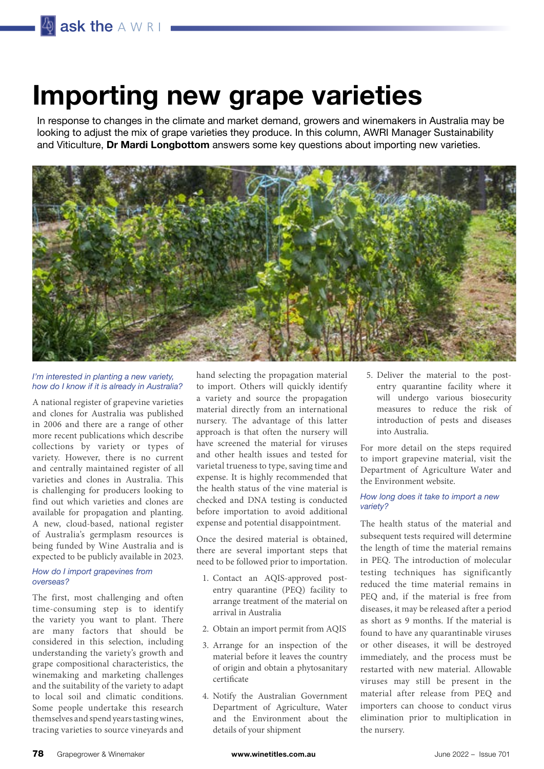# Importing new grape varieties

In response to changes in the climate and market demand, growers and winemakers in Australia may be looking to adjust the mix of grape varieties they produce. In this column, AWRI Manager Sustainability and Viticulture, **Dr Mardi Longbottom** answers some key questions about importing new varieties.

### *I'm interested in planting a new variety, how do I know if it is already in Australia?*

A national register of grapevine varieties and clones for Australia was published in 2006 and there are a range of other more recent publications which describe collections by variety or types of variety. However, there is no current and centrally maintained register of all varieties and clones in Australia. This is challenging for producers looking to find out which varieties and clones are available for propagation and planting. A new, cloud-based, national register of Australia's germplasm resources is being funded by Wine Australia and is expected to be publicly available in 2023.

### *How do I import grapevines from overseas?*

The first, most challenging and often time-consuming step is to identify the variety you want to plant. There are many factors that should be considered in this selection, including understanding the variety's growth and grape compositional characteristics, the winemaking and marketing challenges and the suitability of the variety to adapt to local soil and climatic conditions. Some people undertake this research themselves and spend years tasting wines, tracing varieties to source vineyards and hand selecting the propagation material to import. Others will quickly identify a variety and source the propagation material directly from an international nursery. The advantage of this latter approach is that often the nursery will have screened the material for viruses and other health issues and tested for varietal trueness to type, saving time and expense. It is highly recommended that the health status of the vine material is checked and DNA testing is conducted before importation to avoid additional expense and potential disappointment.

Once the desired material is obtained, there are several important steps that need to be followed prior to importation.

1. Contact an AQIS-approved post-entry quarantine (PEQ) facility to arrange treatment of the material on arrival in Australia
2. Obtain an import permit from AQIS
3. Arrange for an inspection of the material before it leaves the country of origin and obtain a phytosanitary certificate
4. Notify the Australian Government Department of Agriculture, Water and the Environment about the details of your shipment
5. Deliver the material to the post-entry quarantine facility where it will undergo various biosecurity measures to reduce the risk of introduction of pests and diseases into Australia.

For more detail on the steps required to import grapevine material, visit the Department of Agriculture Water and the Environment website.

### *How long does it take to import a new variety?*

The health status of the material and subsequent tests required will determine the length of time the material remains in PEQ. The introduction of molecular testing techniques has significantly reduced the time material remains in PEQ and, if the material is free from diseases, it may be released after a period as short as 9 months. If the material is found to have any quarantinable viruses or other diseases, it will be destroyed immediately, and the process must be restarted with new material. Allowable viruses may still be present in the material after release from PEQ and importers can choose to conduct virus elimination prior to multiplication in the nursery.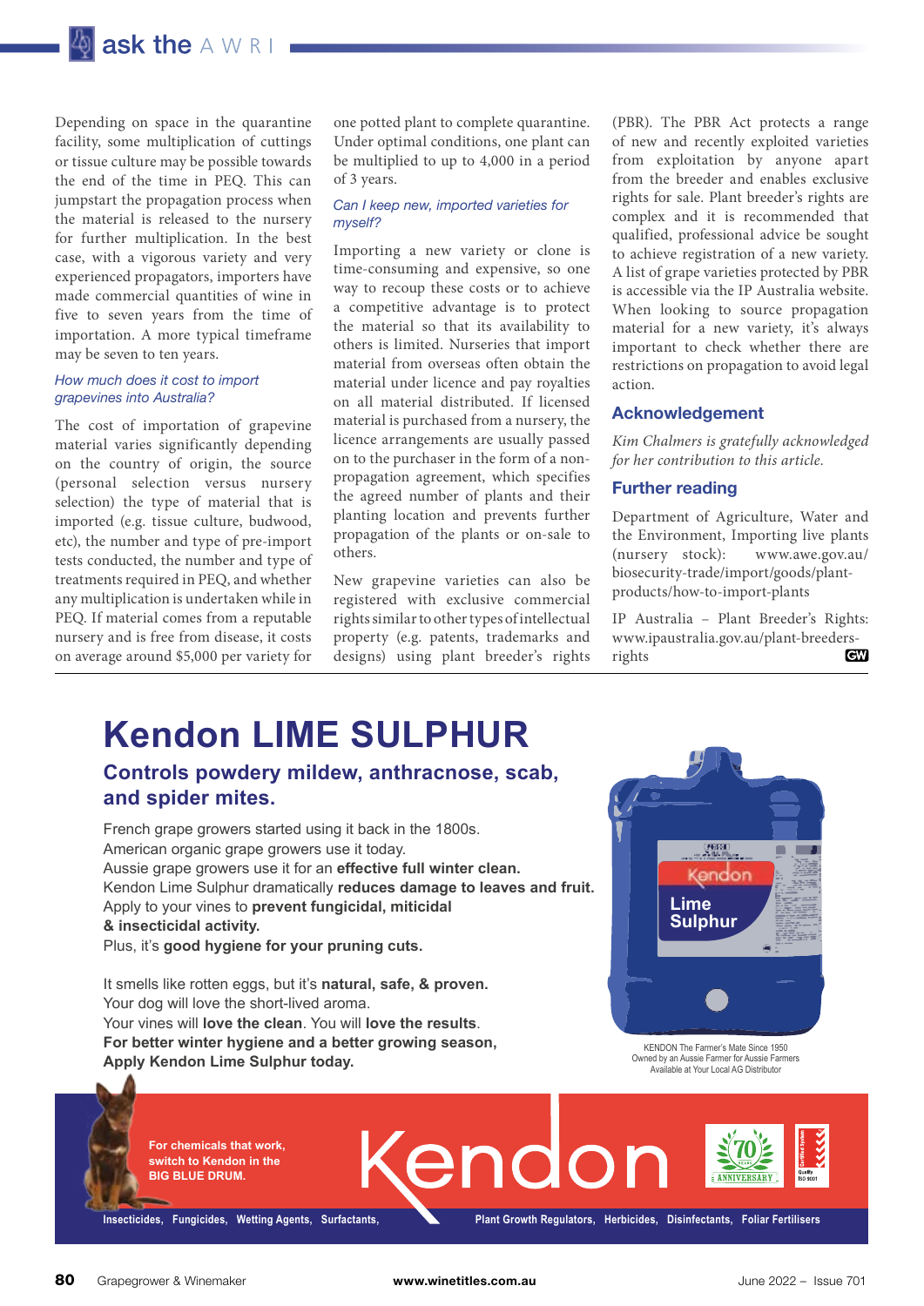Depending on space in the quarantine facility, some multiplication of cuttings or tissue culture may be possible towards the end of the time in PEQ. This can jumpstart the propagation process when the material is released to the nursery for further multiplication. In the best case, with a vigorous variety and very experienced propagators, importers have made commercial quantities of wine in five to seven years from the time of importation. A more typical timeframe may be seven to ten years.

*How much does it cost to import grapevines into Australia?*

The cost of importation of grapevine material varies significantly depending on the country of origin, the source (personal selection versus nursery selection) the type of material that is imported (e.g. tissue culture, budwood, etc), the number and type of pre-import tests conducted, the number and type of treatments required in PEQ, and whether any multiplication is undertaken while in PEQ. If material comes from a reputable nursery and is free from disease, it costs on average around $5,000 per variety for one potted plant to complete quarantine. Under optimal conditions, one plant can be multiplied to up to 4,000 in a period of 3 years.

*Can I keep new, imported varieties for myself?*

Importing a new variety or clone is time-consuming and expensive, so one way to recoup these costs or to achieve a competitive advantage is to protect the material so that its availability to others is limited. Nurseries that import material from overseas often obtain the material under licence and pay royalties on all material distributed. If licensed material is purchased from a nursery, the licence arrangements are usually passed on to the purchaser in the form of a non-propagation agreement, which specifies the agreed number of plants and their planting location and prevents further propagation of the plants or on-sale to others.

New grapevine varieties can also be registered with exclusive commercial rights similar to other types of intellectual property (e.g. patents, trademarks and designs) using plant breeder's rights (PBR). The PBR Act protects a range of new and recently exploited varieties from exploitation by anyone apart from the breeder and enables exclusive rights for sale. Plant breeder's rights are complex and it is recommended that qualified, professional advice be sought to achieve registration of a new variety. A list of grape varieties protected by PBR is accessible via the IP Australia website. When looking to source propagation material for a new variety, it's always important to check whether there are restrictions on propagation to avoid legal action.

## Acknowledgement

*Kim Chalmers is gratefully acknowledged for her contribution to this article.*

## Further reading

Department of Agriculture, Water and the Environment, Importing live plants (nursery stock): www.awe.gov.au/biosecurity-trade/import/goods/plant-products/how-to-import-plants

IP Australia – Plant Breeder's Rights: www.ipaustralia.gov.au/plant-breeders-rights

# Kendon LIME SULPHUR

## Controls powdery mildew, anthracnose, scab, and spider mites.

French grape growers started using it back in the 1800s.
American organic grape growers use it today.
Aussie grape growers use it for an **effective full winter clean.**
Kendon Lime Sulphur dramatically **reduces damage to leaves and fruit.**
Apply to your vines to **prevent fungicidal, miticidal & insecticidal activity.**
Plus, it's **good hygiene for your pruning cuts.**

It smells like rotten eggs, but it's **natural, safe, & proven.**
Your dog will love the short-lived aroma.
Your vines will **love the clean**. You will **love the results**.
**For better winter hygiene and a better growing season, Apply Kendon Lime Sulphur today.**

KENDON The Farmer's Mate Since 1950
Owned by an Aussie Farmer for Aussie Farmers
Available at Your Local AG Distributor

For chemicals that work, switch to Kendon in the BIG BLUE DRUM.

Kendon

Insecticides, Fungicides, Wetting Agents, Surfactants, Plant Growth Regulators, Herbicides, Disinfectants, Foliar Fertilisers